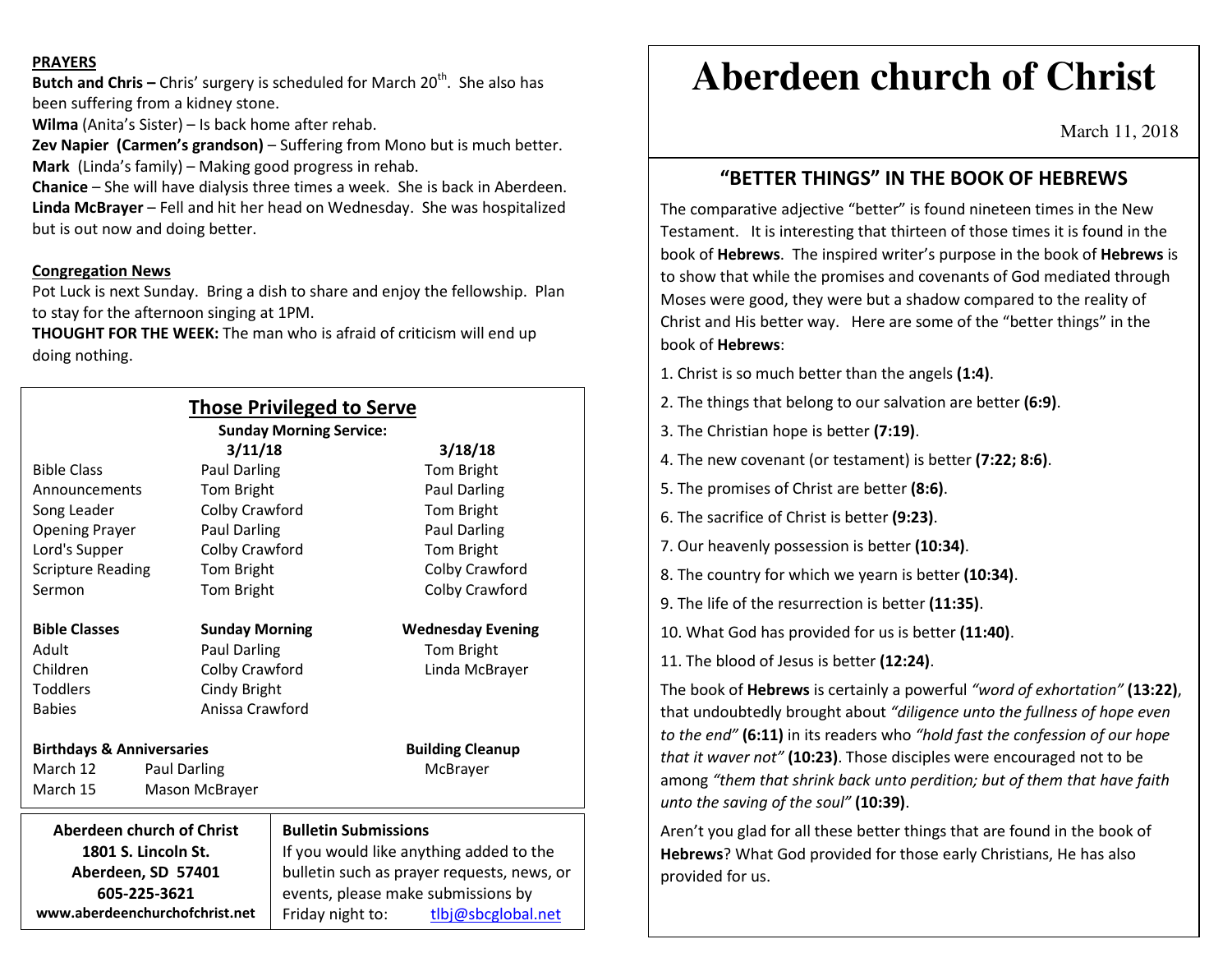**PRAYERS**

**Butch and Chris –** Chris' surgery is scheduled for March 20th. She also has been suffering from a kidney stone.

**Wilma** (Anita's Sister) – Is back home after rehab.

**Zev Napier (Carmen's grandson)** – Suffering from Mono but is much better.

**Mark** (Linda's family) – Making good progress in rehab.

**Chanice** – She will have dialysis three times a week. She is back in Aberdeen.

**Linda McBrayer** – Fell and hit her head on Wednesday. She was hospitalized but is out now and doing better.

**Congregation News**

Pot Luck is next Sunday. Bring a dish to share and enjoy the fellowship. Plan to stay for the afternoon singing at 1PM.

**THOUGHT FOR THE WEEK:** The man who is afraid of criticism will end up doing nothing.

## Those Privileged to Serve

**Sunday Morning Service:**

| | 3/11/18 | 3/18/18 |
|---|---|---|
| Bible Class | Paul Darling | Tom Bright |
| Announcements | Tom Bright | Paul Darling |
| Song Leader | Colby Crawford | Tom Bright |
| Opening Prayer | Paul Darling | Paul Darling |
| Lord's Supper | Colby Crawford | Tom Bright |
| Scripture Reading | Tom Bright | Colby Crawford |
| Sermon | Tom Bright | Colby Crawford |

| Bible Classes | Sunday Morning | Wednesday Evening |
|---|---|---|
| Adult | Paul Darling | Tom Bright |
| Children | Colby Crawford | Linda McBrayer |
| Toddlers | Cindy Bright | |
| Babies | Anissa Crawford | |

**Birthdays & Anniversaries**

March 12 Paul Darling

March 15 Mason McBrayer

**Building Cleanup**

McBrayer

**Aberdeen church of Christ**
**1801 S. Lincoln St.**
**Aberdeen, SD 57401**
**605-225-3621**
**www.aberdeenchurchofchrist.net**

**Bulletin Submissions**

If you would like anything added to the bulletin such as prayer requests, news, or events, please make submissions by Friday night to: tlbj@sbcglobal.net

# Aberdeen church of Christ

March 11, 2018

## "BETTER THINGS" IN THE BOOK OF HEBREWS

The comparative adjective "better" is found nineteen times in the New Testament. It is interesting that thirteen of those times it is found in the book of **Hebrews**. The inspired writer's purpose in the book of **Hebrews** is to show that while the promises and covenants of God mediated through Moses were good, they were but a shadow compared to the reality of Christ and His better way. Here are some of the "better things" in the book of **Hebrews**:

1. Christ is so much better than the angels **(1:4)**.
2. The things that belong to our salvation are better **(6:9)**.
3. The Christian hope is better **(7:19)**.
4. The new covenant (or testament) is better **(7:22; 8:6)**.
5. The promises of Christ are better **(8:6)**.
6. The sacrifice of Christ is better **(9:23)**.
7. Our heavenly possession is better **(10:34)**.
8. The country for which we yearn is better **(10:34)**.
9. The life of the resurrection is better **(11:35)**.
10. What God has provided for us is better **(11:40)**.
11. The blood of Jesus is better **(12:24)**.

The book of **Hebrews** is certainly a powerful *"word of exhortation"* **(13:22)**, that undoubtedly brought about *"diligence unto the fullness of hope even to the end"* **(6:11)** in its readers who *"hold fast the confession of our hope that it waver not"* **(10:23)**. Those disciples were encouraged not to be among *"them that shrink back unto perdition; but of them that have faith unto the saving of the soul"* **(10:39)**.

Aren't you glad for all these better things that are found in the book of **Hebrews**? What God provided for those early Christians, He has also provided for us.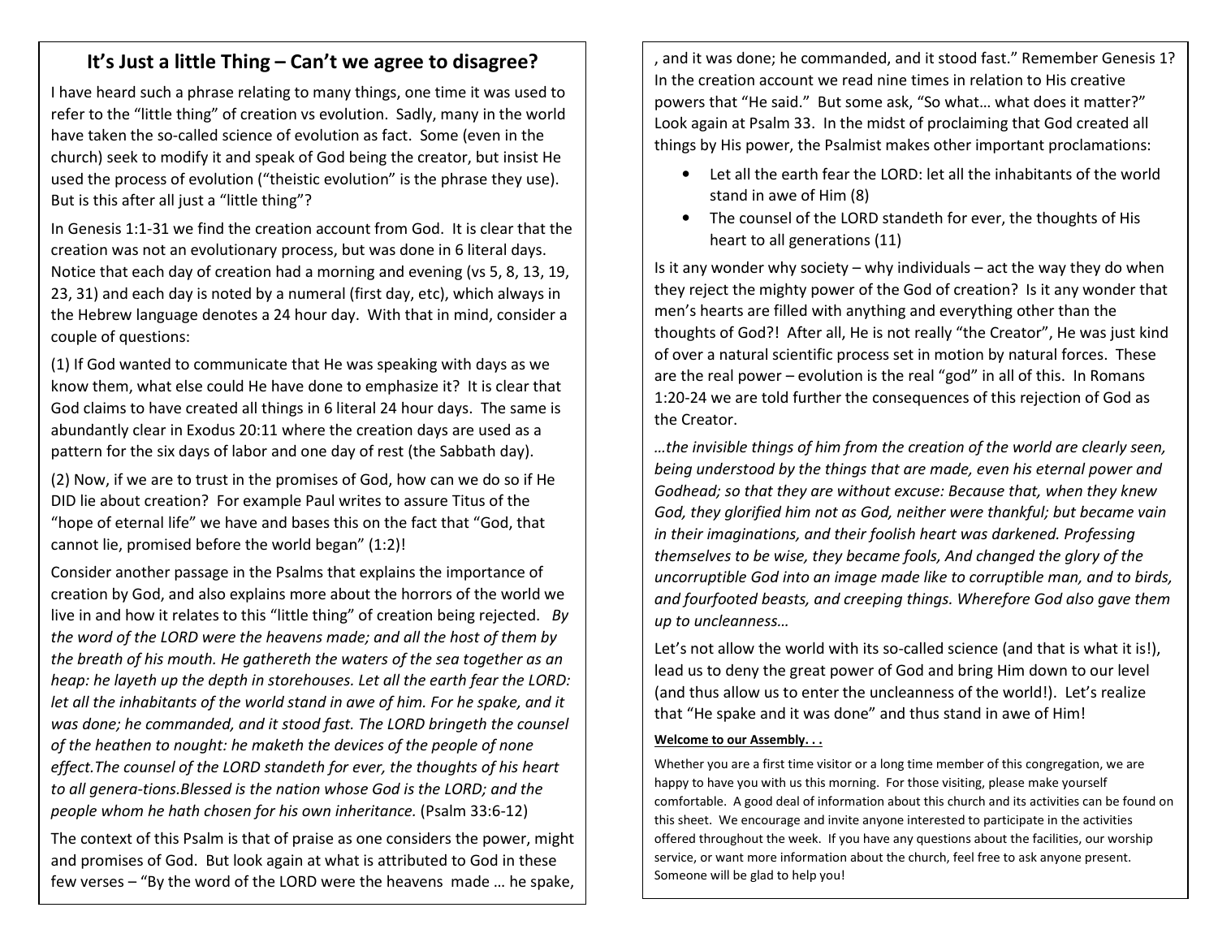## It's Just a little Thing – Can't we agree to disagree?

I have heard such a phrase relating to many things, one time it was used to refer to the "little thing" of creation vs evolution. Sadly, many in the world have taken the so-called science of evolution as fact. Some (even in the church) seek to modify it and speak of God being the creator, but insist He used the process of evolution ("theistic evolution" is the phrase they use). But is this after all just a "little thing"?

In Genesis 1:1-31 we find the creation account from God. It is clear that the creation was not an evolutionary process, but was done in 6 literal days. Notice that each day of creation had a morning and evening (vs 5, 8, 13, 19, 23, 31) and each day is noted by a numeral (first day, etc), which always in the Hebrew language denotes a 24 hour day. With that in mind, consider a couple of questions:

(1) If God wanted to communicate that He was speaking with days as we know them, what else could He have done to emphasize it? It is clear that God claims to have created all things in 6 literal 24 hour days. The same is abundantly clear in Exodus 20:11 where the creation days are used as a pattern for the six days of labor and one day of rest (the Sabbath day).

(2) Now, if we are to trust in the promises of God, how can we do so if He DID lie about creation? For example Paul writes to assure Titus of the "hope of eternal life" we have and bases this on the fact that "God, that cannot lie, promised before the world began" (1:2)!

Consider another passage in the Psalms that explains the importance of creation by God, and also explains more about the horrors of the world we live in and how it relates to this "little thing" of creation being rejected. *By the word of the LORD were the heavens made; and all the host of them by the breath of his mouth. He gathereth the waters of the sea together as an heap: he layeth up the depth in storehouses. Let all the earth fear the LORD: let all the inhabitants of the world stand in awe of him. For he spake, and it was done; he commanded, and it stood fast. The LORD bringeth the counsel of the heathen to nought: he maketh the devices of the people of none effect.The counsel of the LORD standeth for ever, the thoughts of his heart to all genera-tions.Blessed is the nation whose God is the LORD; and the people whom he hath chosen for his own inheritance.* (Psalm 33:6-12)

The context of this Psalm is that of praise as one considers the power, might and promises of God. But look again at what is attributed to God in these few verses – "By the word of the LORD were the heavens made … he spake, and it was done; he commanded, and it stood fast." Remember Genesis 1? In the creation account we read nine times in relation to His creative powers that "He said." But some ask, "So what… what does it matter?" Look again at Psalm 33. In the midst of proclaiming that God created all things by His power, the Psalmist makes other important proclamations:

- Let all the earth fear the LORD: let all the inhabitants of the world stand in awe of Him (8)
- The counsel of the LORD standeth for ever, the thoughts of His heart to all generations (11)

Is it any wonder why society – why individuals – act the way they do when they reject the mighty power of the God of creation? Is it any wonder that men's hearts are filled with anything and everything other than the thoughts of God?! After all, He is not really "the Creator", He was just kind of over a natural scientific process set in motion by natural forces. These are the real power – evolution is the real "god" in all of this. In Romans 1:20-24 we are told further the consequences of this rejection of God as the Creator.

*…the invisible things of him from the creation of the world are clearly seen, being understood by the things that are made, even his eternal power and Godhead; so that they are without excuse: Because that, when they knew God, they glorified him not as God, neither were thankful; but became vain in their imaginations, and their foolish heart was darkened. Professing themselves to be wise, they became fools, And changed the glory of the uncorruptible God into an image made like to corruptible man, and to birds, and fourfooted beasts, and creeping things. Wherefore God also gave them up to uncleanness…*

Let's not allow the world with its so-called science (and that is what it is!), lead us to deny the great power of God and bring Him down to our level (and thus allow us to enter the uncleanness of the world!). Let's realize that "He spake and it was done" and thus stand in awe of Him!

**Welcome to our Assembly. . .**

Whether you are a first time visitor or a long time member of this congregation, we are happy to have you with us this morning. For those visiting, please make yourself comfortable. A good deal of information about this church and its activities can be found on this sheet. We encourage and invite anyone interested to participate in the activities offered throughout the week. If you have any questions about the facilities, our worship service, or want more information about the church, feel free to ask anyone present. Someone will be glad to help you!